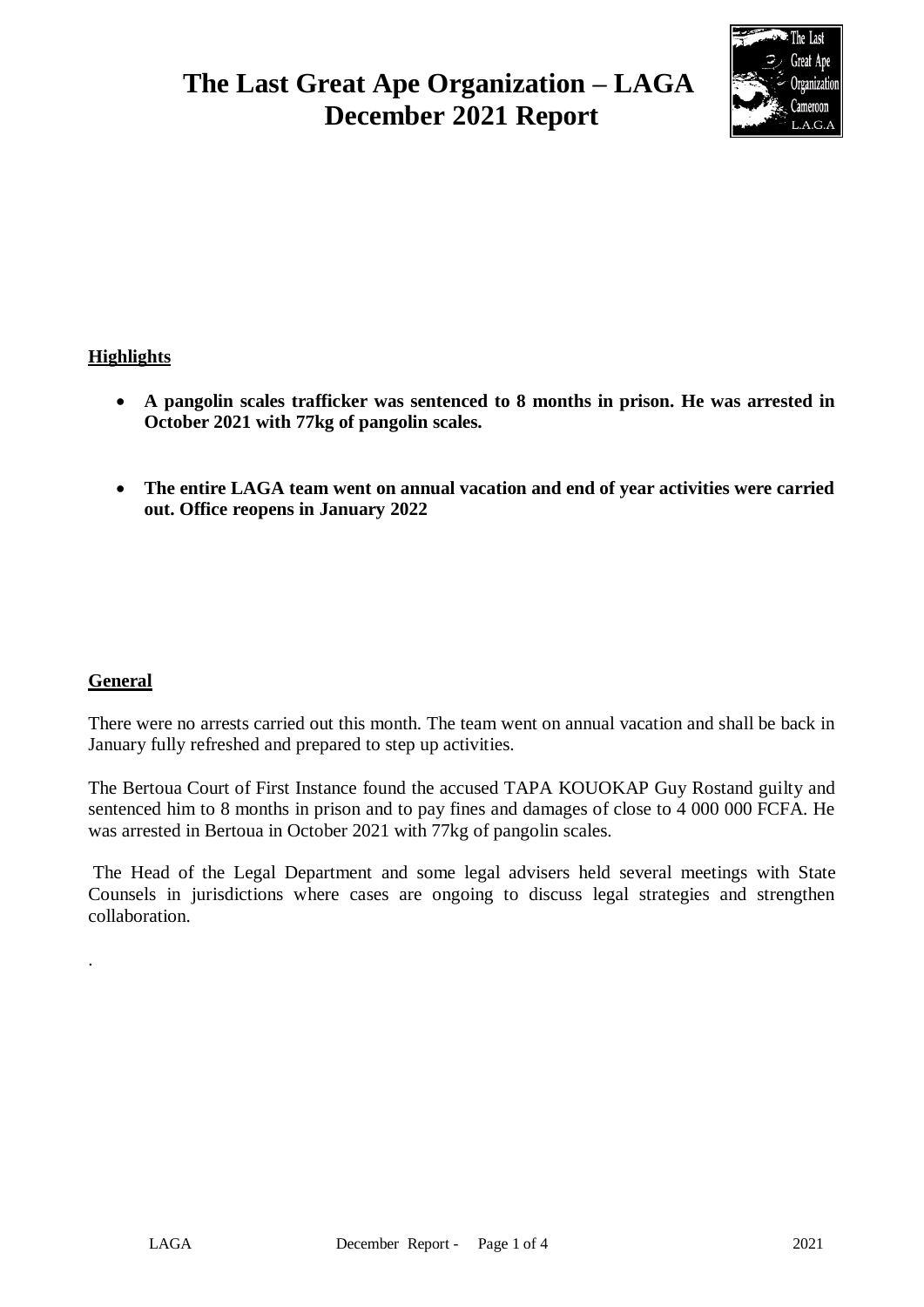# The Last Great Ape Organization – LAGA
# December 2021 Report

**Highlights**

- **A pangolin scales trafficker was sentenced to 8 months in prison. He was arrested in October 2021 with 77kg of pangolin scales.**

- **The entire LAGA team went on annual vacation and end of year activities were carried out. Office reopens in January 2022**

**General**

There were no arrests carried out this month. The team went on annual vacation and shall be back in January fully refreshed and prepared to step up activities.

The Bertoua Court of First Instance found the accused TAPA KOUOKAP Guy Rostand guilty and sentenced him to 8 months in prison and to pay fines and damages of close to 4 000 000 FCFA. He was arrested in Bertoua in October 2021 with 77kg of pangolin scales.

The Head of the Legal Department and some legal advisers held several meetings with State Counsels in jurisdictions where cases are ongoing to discuss legal strategies and strengthen collaboration.

.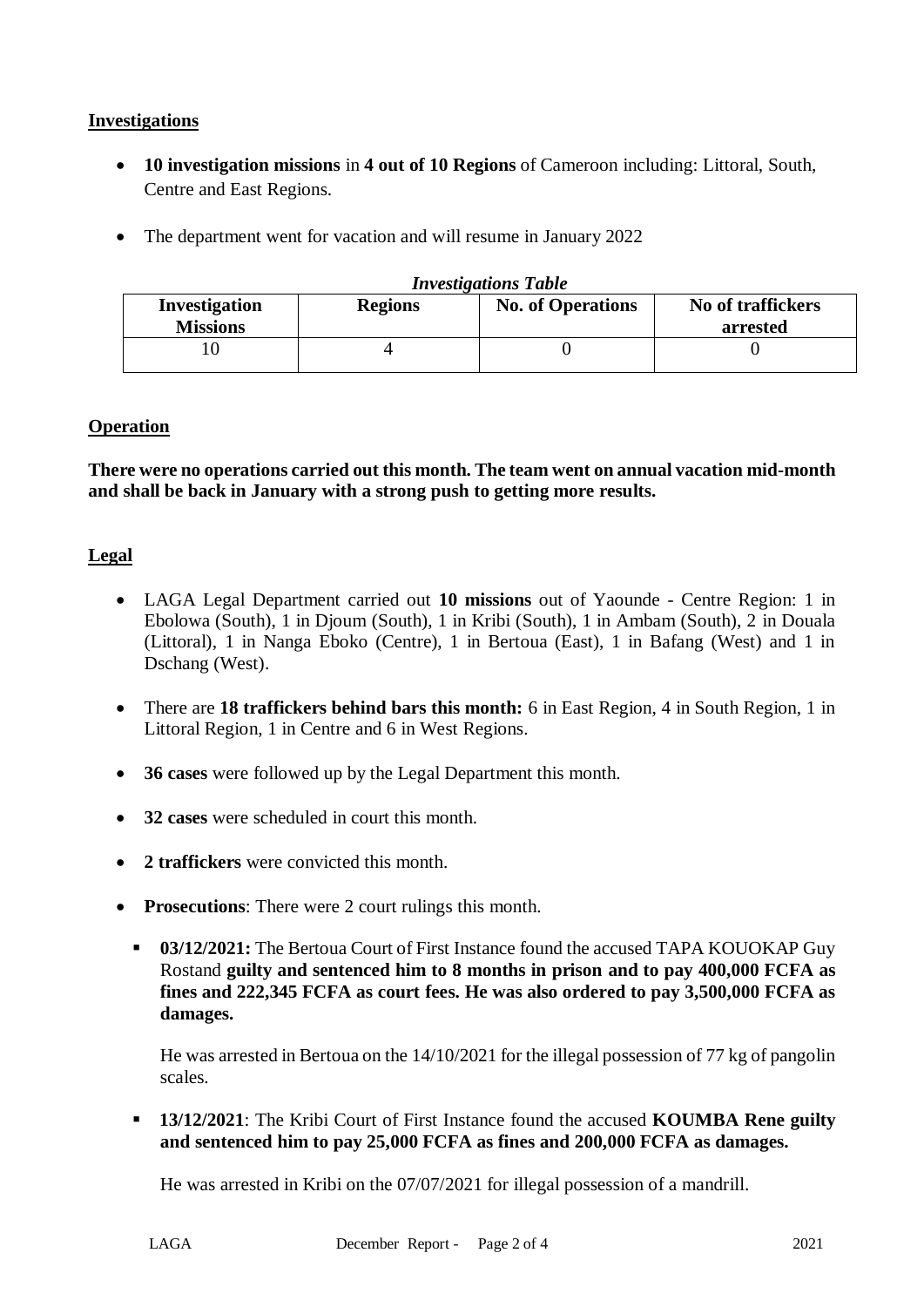## Investigations

- **10 investigation missions** in **4 out of 10 Regions** of Cameroon including: Littoral, South, Centre and East Regions.
- The department went for vacation and will resume in January 2022

*Investigations Table*

| Investigation Missions | Regions | No. of Operations | No of traffickers arrested |
|---|---|---|---|
| 10 | 4 | 0 | 0 |

## Operation

**There were no operations carried out this month. The team went on annual vacation mid-month and shall be back in January with a strong push to getting more results.**

## Legal

- LAGA Legal Department carried out **10 missions** out of Yaounde - Centre Region: 1 in Ebolowa (South), 1 in Djoum (South), 1 in Kribi (South), 1 in Ambam (South), 2 in Douala (Littoral), 1 in Nanga Eboko (Centre), 1 in Bertoua (East), 1 in Bafang (West) and 1 in Dschang (West).
- There are **18 traffickers behind bars this month:** 6 in East Region, 4 in South Region, 1 in Littoral Region, 1 in Centre and 6 in West Regions.
- **36 cases** were followed up by the Legal Department this month.
- **32 cases** were scheduled in court this month.
- **2 traffickers** were convicted this month.
- **Prosecutions**: There were 2 court rulings this month.
  - **03/12/2021:** The Bertoua Court of First Instance found the accused TAPA KOUOKAP Guy Rostand **guilty and sentenced him to 8 months in prison and to pay 400,000 FCFA as fines and 222,345 FCFA as court fees. He was also ordered to pay 3,500,000 FCFA as damages.**

    He was arrested in Bertoua on the 14/10/2021 for the illegal possession of 77 kg of pangolin scales.

  - **13/12/2021**: The Kribi Court of First Instance found the accused **KOUMBA Rene guilty and sentenced him to pay 25,000 FCFA as fines and 200,000 FCFA as damages.**

    He was arrested in Kribi on the 07/07/2021 for illegal possession of a mandrill.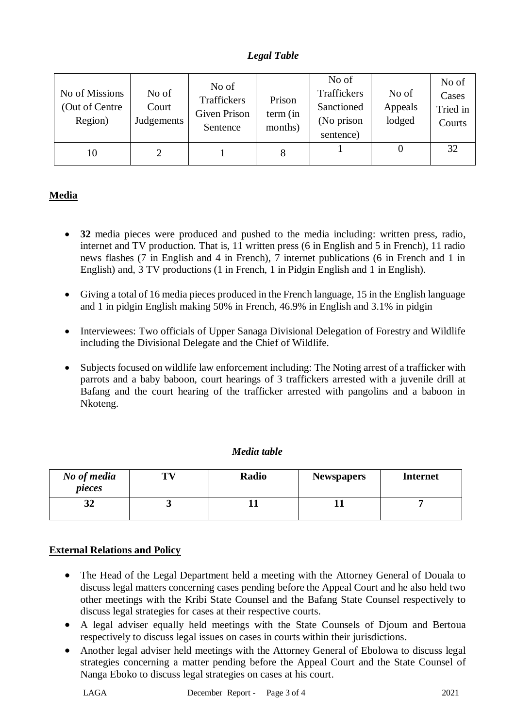*Legal Table*

| No of Missions (Out of Centre Region) | No of Court Judgements | No of Traffickers Given Prison Sentence | Prison term (in months) | No of Traffickers Sanctioned (No prison sentence) | No of Appeals lodged | No of Cases Tried in Courts |
|---|---|---|---|---|---|---|
| 10 | 2 | 1 | 8 | 1 | 0 | 32 |

## Media

- **32** media pieces were produced and pushed to the media including: written press, radio, internet and TV production. That is, 11 written press (6 in English and 5 in French), 11 radio news flashes (7 in English and 4 in French), 7 internet publications (6 in French and 1 in English) and, 3 TV productions (1 in French, 1 in Pidgin English and 1 in English).

- Giving a total of 16 media pieces produced in the French language, 15 in the English language and 1 in pidgin English making 50% in French, 46.9% in English and 3.1% in pidgin

- Interviewees: Two officials of Upper Sanaga Divisional Delegation of Forestry and Wildlife including the Divisional Delegate and the Chief of Wildlife.

- Subjects focused on wildlife law enforcement including: The Noting arrest of a trafficker with parrots and a baby baboon, court hearings of 3 traffickers arrested with a juvenile drill at Bafang and the court hearing of the trafficker arrested with pangolins and a baboon in Nkoteng.

*Media table*

| ***No of media pieces*** | **TV** | **Radio** | **Newspapers** | **Internet** |
|---|---|---|---|---|
| **32** | **3** | **11** | **11** | **7** |

## External Relations and Policy

- The Head of the Legal Department held a meeting with the Attorney General of Douala to discuss legal matters concerning cases pending before the Appeal Court and he also held two other meetings with the Kribi State Counsel and the Bafang State Counsel respectively to discuss legal strategies for cases at their respective courts.
- A legal adviser equally held meetings with the State Counsels of Djoum and Bertoua respectively to discuss legal issues on cases in courts within their jurisdictions.
- Another legal adviser held meetings with the Attorney General of Ebolowa to discuss legal strategies concerning a matter pending before the Appeal Court and the State Counsel of Nanga Eboko to discuss legal strategies on cases at his court.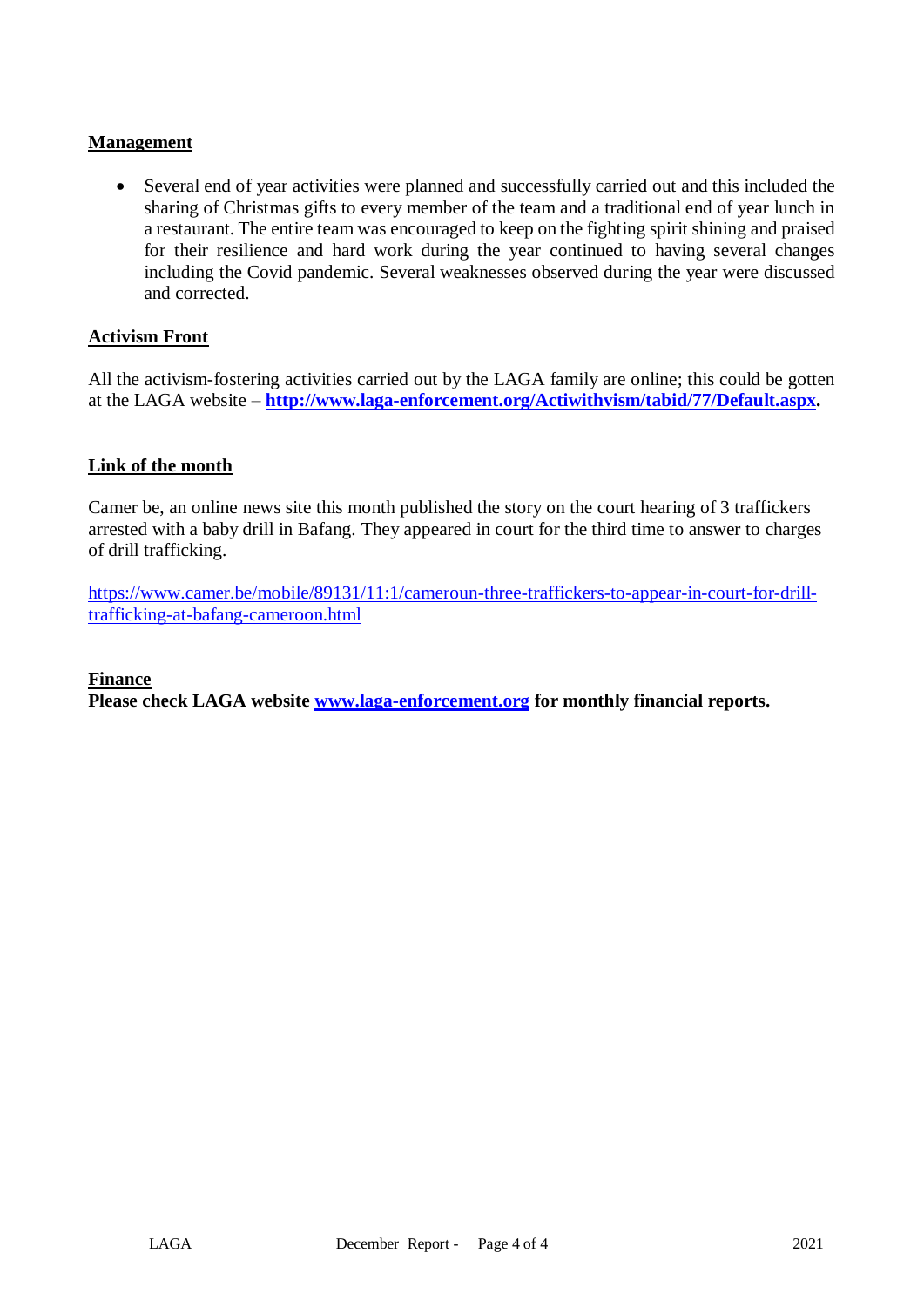## Management

- Several end of year activities were planned and successfully carried out and this included the sharing of Christmas gifts to every member of the team and a traditional end of year lunch in a restaurant. The entire team was encouraged to keep on the fighting spirit shining and praised for their resilience and hard work during the year continued to having several changes including the Covid pandemic. Several weaknesses observed during the year were discussed and corrected.

## Activism Front

All the activism-fostering activities carried out by the LAGA family are online; this could be gotten at the LAGA website – **[http://www.laga-enforcement.org/Actiwithvism/tabid/77/Default.aspx](http://www.laga-enforcement.org/Actiwithvism/tabid/77/Default.aspx).**

## Link of the month

Camer be, an online news site this month published the story on the court hearing of 3 traffickers arrested with a baby drill in Bafang. They appeared in court for the third time to answer to charges of drill trafficking.

[https://www.camer.be/mobile/89131/11:1/cameroun-three-traffickers-to-appear-in-court-for-drill-trafficking-at-bafang-cameroon.html](https://www.camer.be/mobile/89131/11:1/cameroun-three-traffickers-to-appear-in-court-for-drill-trafficking-at-bafang-cameroon.html)

## Finance

**Please check LAGA website [www.laga-enforcement.org](http://www.laga-enforcement.org) for monthly financial reports.**